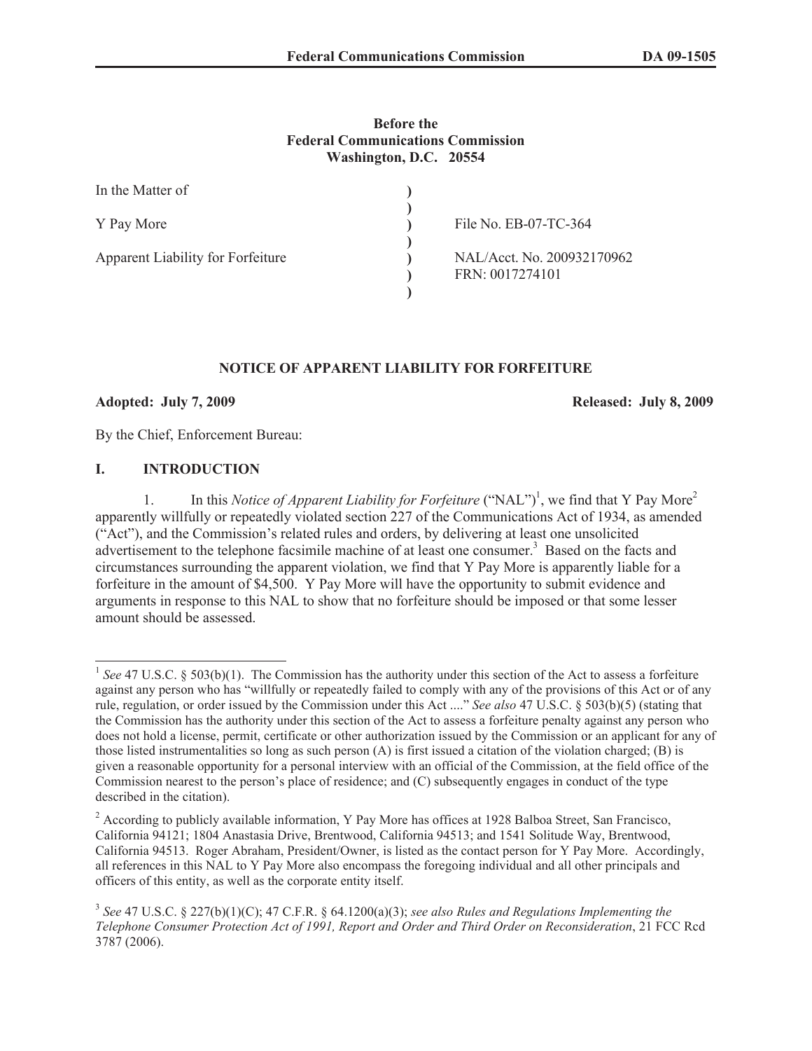**Before the**
**Federal Communications Commission**
**Washington, D.C. 20554**

| | | |
|---|---|---|
| In the Matter of | ) | |
| | ) | |
| Y Pay More | ) | File No. EB-07-TC-364 |
| | ) | |
| Apparent Liability for Forfeiture | ) | NAL/Acct. No. 200932170962 |
| | ) | FRN: 0017274101 |
| | ) | |

## NOTICE OF APPARENT LIABILITY FOR FORFEITURE

**Adopted: July 7, 2009** **Released: July 8, 2009**

By the Chief, Enforcement Bureau:

## I. INTRODUCTION

1. In this *Notice of Apparent Liability for Forfeiture* ("NAL")[1], we find that Y Pay More[2] apparently willfully or repeatedly violated section 227 of the Communications Act of 1934, as amended ("Act"), and the Commission's related rules and orders, by delivering at least one unsolicited advertisement to the telephone facsimile machine of at least one consumer.[3] Based on the facts and circumstances surrounding the apparent violation, we find that Y Pay More is apparently liable for a forfeiture in the amount of $4,500. Y Pay More will have the opportunity to submit evidence and arguments in response to this NAL to show that no forfeiture should be imposed or that some lesser amount should be assessed.

---

[1] *See* 47 U.S.C. § 503(b)(1). The Commission has the authority under this section of the Act to assess a forfeiture against any person who has "willfully or repeatedly failed to comply with any of the provisions of this Act or of any rule, regulation, or order issued by the Commission under this Act ...." *See also* 47 U.S.C. § 503(b)(5) (stating that the Commission has the authority under this section of the Act to assess a forfeiture penalty against any person who does not hold a license, permit, certificate or other authorization issued by the Commission or an applicant for any of those listed instrumentalities so long as such person (A) is first issued a citation of the violation charged; (B) is given a reasonable opportunity for a personal interview with an official of the Commission, at the field office of the Commission nearest to the person's place of residence; and (C) subsequently engages in conduct of the type described in the citation).

[2] According to publicly available information, Y Pay More has offices at 1928 Balboa Street, San Francisco, California 94121; 1804 Anastasia Drive, Brentwood, California 94513; and 1541 Solitude Way, Brentwood, California 94513. Roger Abraham, President/Owner, is listed as the contact person for Y Pay More. Accordingly, all references in this NAL to Y Pay More also encompass the foregoing individual and all other principals and officers of this entity, as well as the corporate entity itself.

[3] *See* 47 U.S.C. § 227(b)(1)(C); 47 C.F.R. § 64.1200(a)(3); *see also Rules and Regulations Implementing the Telephone Consumer Protection Act of 1991, Report and Order and Third Order on Reconsideration*, 21 FCC Rcd 3787 (2006).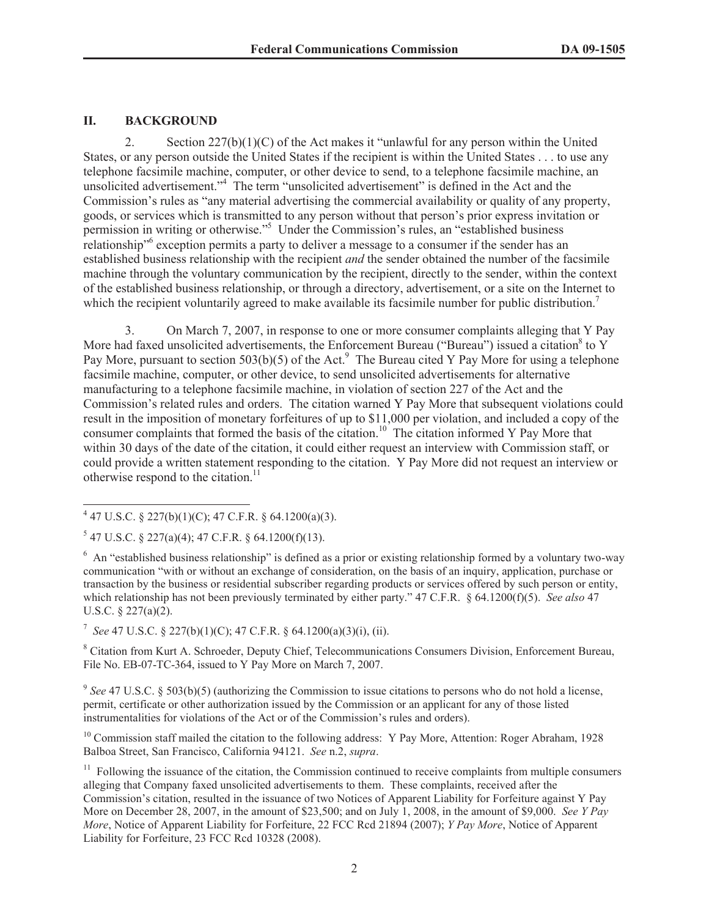## II. BACKGROUND

2. Section 227(b)(1)(C) of the Act makes it "unlawful for any person within the United States, or any person outside the United States if the recipient is within the United States . . . to use any telephone facsimile machine, computer, or other device to send, to a telephone facsimile machine, an unsolicited advertisement."[4] The term "unsolicited advertisement" is defined in the Act and the Commission's rules as "any material advertising the commercial availability or quality of any property, goods, or services which is transmitted to any person without that person's prior express invitation or permission in writing or otherwise."[5] Under the Commission's rules, an "established business relationship"[6] exception permits a party to deliver a message to a consumer if the sender has an established business relationship with the recipient *and* the sender obtained the number of the facsimile machine through the voluntary communication by the recipient, directly to the sender, within the context of the established business relationship, or through a directory, advertisement, or a site on the Internet to which the recipient voluntarily agreed to make available its facsimile number for public distribution.[7]

3. On March 7, 2007, in response to one or more consumer complaints alleging that Y Pay More had faxed unsolicited advertisements, the Enforcement Bureau ("Bureau") issued a citation[8] to Y Pay More, pursuant to section 503(b)(5) of the Act.[9] The Bureau cited Y Pay More for using a telephone facsimile machine, computer, or other device, to send unsolicited advertisements for alternative manufacturing to a telephone facsimile machine, in violation of section 227 of the Act and the Commission's related rules and orders. The citation warned Y Pay More that subsequent violations could result in the imposition of monetary forfeitures of up to $11,000 per violation, and included a copy of the consumer complaints that formed the basis of the citation.[10] The citation informed Y Pay More that within 30 days of the date of the citation, it could either request an interview with Commission staff, or could provide a written statement responding to the citation. Y Pay More did not request an interview or otherwise respond to the citation.[11]

---

[4] 47 U.S.C. § 227(b)(1)(C); 47 C.F.R. § 64.1200(a)(3).

[5] 47 U.S.C. § 227(a)(4); 47 C.F.R. § 64.1200(f)(13).

[6] An "established business relationship" is defined as a prior or existing relationship formed by a voluntary two-way communication "with or without an exchange of consideration, on the basis of an inquiry, application, purchase or transaction by the business or residential subscriber regarding products or services offered by such person or entity, which relationship has not been previously terminated by either party." 47 C.F.R. § 64.1200(f)(5). *See also* 47 U.S.C. § 227(a)(2).

[7] *See* 47 U.S.C. § 227(b)(1)(C); 47 C.F.R. § 64.1200(a)(3)(i), (ii).

[8] Citation from Kurt A. Schroeder, Deputy Chief, Telecommunications Consumers Division, Enforcement Bureau, File No. EB-07-TC-364, issued to Y Pay More on March 7, 2007.

[9] *See* 47 U.S.C. § 503(b)(5) (authorizing the Commission to issue citations to persons who do not hold a license, permit, certificate or other authorization issued by the Commission or an applicant for any of those listed instrumentalities for violations of the Act or of the Commission's rules and orders).

[10] Commission staff mailed the citation to the following address: Y Pay More, Attention: Roger Abraham, 1928 Balboa Street, San Francisco, California 94121. *See* n.2, *supra*.

[11] Following the issuance of the citation, the Commission continued to receive complaints from multiple consumers alleging that Company faxed unsolicited advertisements to them. These complaints, received after the Commission's citation, resulted in the issuance of two Notices of Apparent Liability for Forfeiture against Y Pay More on December 28, 2007, in the amount of $23,500; and on July 1, 2008, in the amount of $9,000. *See Y Pay More*, Notice of Apparent Liability for Forfeiture, 22 FCC Rcd 21894 (2007); *Y Pay More*, Notice of Apparent Liability for Forfeiture, 23 FCC Rcd 10328 (2008).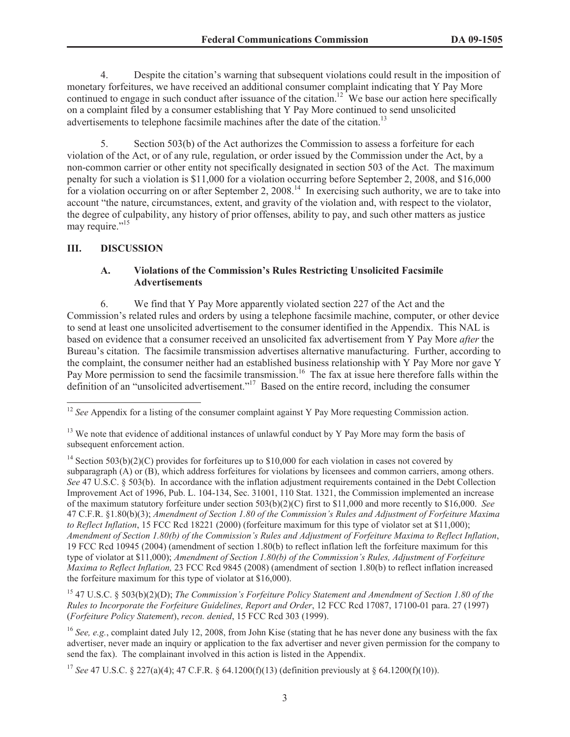4. Despite the citation's warning that subsequent violations could result in the imposition of monetary forfeitures, we have received an additional consumer complaint indicating that Y Pay More continued to engage in such conduct after issuance of the citation.[12] We base our action here specifically on a complaint filed by a consumer establishing that Y Pay More continued to send unsolicited advertisements to telephone facsimile machines after the date of the citation.[13]

5. Section 503(b) of the Act authorizes the Commission to assess a forfeiture for each violation of the Act, or of any rule, regulation, or order issued by the Commission under the Act, by a non-common carrier or other entity not specifically designated in section 503 of the Act. The maximum penalty for such a violation is $11,000 for a violation occurring before September 2, 2008, and $16,000 for a violation occurring on or after September 2, 2008.[14] In exercising such authority, we are to take into account "the nature, circumstances, extent, and gravity of the violation and, with respect to the violator, the degree of culpability, any history of prior offenses, ability to pay, and such other matters as justice may require."[15]

## III. DISCUSSION

### A. Violations of the Commission's Rules Restricting Unsolicited Facsimile Advertisements

6. We find that Y Pay More apparently violated section 227 of the Act and the Commission's related rules and orders by using a telephone facsimile machine, computer, or other device to send at least one unsolicited advertisement to the consumer identified in the Appendix. This NAL is based on evidence that a consumer received an unsolicited fax advertisement from Y Pay More *after* the Bureau's citation. The facsimile transmission advertises alternative manufacturing. Further, according to the complaint, the consumer neither had an established business relationship with Y Pay More nor gave Y Pay More permission to send the facsimile transmission.[16] The fax at issue here therefore falls within the definition of an "unsolicited advertisement."[17] Based on the entire record, including the consumer

---

[12] *See* Appendix for a listing of the consumer complaint against Y Pay More requesting Commission action.

[13] We note that evidence of additional instances of unlawful conduct by Y Pay More may form the basis of subsequent enforcement action.

[14] Section 503(b)(2)(C) provides for forfeitures up to $10,000 for each violation in cases not covered by subparagraph (A) or (B), which address forfeitures for violations by licensees and common carriers, among others. *See* 47 U.S.C. § 503(b). In accordance with the inflation adjustment requirements contained in the Debt Collection Improvement Act of 1996, Pub. L. 104-134, Sec. 31001, 110 Stat. 1321, the Commission implemented an increase of the maximum statutory forfeiture under section 503(b)(2)(C) first to $11,000 and more recently to $16,000. *See* 47 C.F.R. §1.80(b)(3); *Amendment of Section 1.80 of the Commission's Rules and Adjustment of Forfeiture Maxima to Reflect Inflation*, 15 FCC Rcd 18221 (2000) (forfeiture maximum for this type of violator set at $11,000); *Amendment of Section 1.80(b) of the Commission's Rules and Adjustment of Forfeiture Maxima to Reflect Inflation*, 19 FCC Rcd 10945 (2004) (amendment of section 1.80(b) to reflect inflation left the forfeiture maximum for this type of violator at $11,000); *Amendment of Section 1.80(b) of the Commission's Rules, Adjustment of Forfeiture Maxima to Reflect Inflation,* 23 FCC Rcd 9845 (2008) (amendment of section 1.80(b) to reflect inflation increased the forfeiture maximum for this type of violator at $16,000).

[15] 47 U.S.C. § 503(b)(2)(D); *The Commission's Forfeiture Policy Statement and Amendment of Section 1.80 of the Rules to Incorporate the Forfeiture Guidelines, Report and Order*, 12 FCC Rcd 17087, 17100-01 para. 27 (1997) (*Forfeiture Policy Statement*), *recon. denied*, 15 FCC Rcd 303 (1999).

[16] *See, e.g.*, complaint dated July 12, 2008, from John Kise (stating that he has never done any business with the fax advertiser, never made an inquiry or application to the fax advertiser and never given permission for the company to send the fax). The complainant involved in this action is listed in the Appendix.

[17] *See* 47 U.S.C. § 227(a)(4); 47 C.F.R. § 64.1200(f)(13) (definition previously at § 64.1200(f)(10)).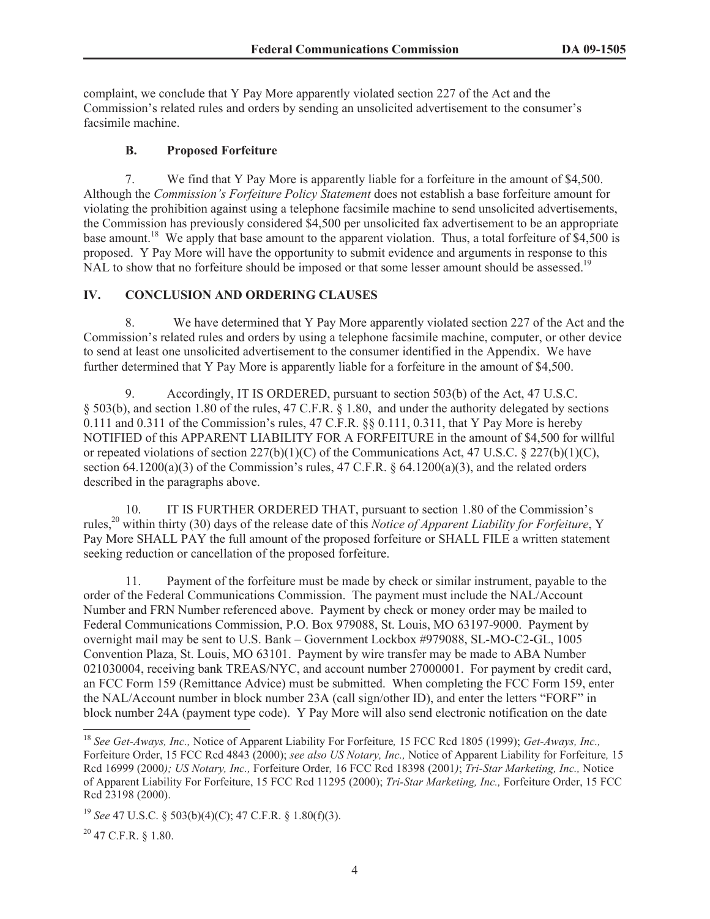complaint, we conclude that Y Pay More apparently violated section 227 of the Act and the Commission's related rules and orders by sending an unsolicited advertisement to the consumer's facsimile machine.

### B. Proposed Forfeiture

7. We find that Y Pay More is apparently liable for a forfeiture in the amount of $4,500. Although the *Commission's Forfeiture Policy Statement* does not establish a base forfeiture amount for violating the prohibition against using a telephone facsimile machine to send unsolicited advertisements, the Commission has previously considered $4,500 per unsolicited fax advertisement to be an appropriate base amount.[18] We apply that base amount to the apparent violation. Thus, a total forfeiture of $4,500 is proposed. Y Pay More will have the opportunity to submit evidence and arguments in response to this NAL to show that no forfeiture should be imposed or that some lesser amount should be assessed.[19]

## IV. CONCLUSION AND ORDERING CLAUSES

8. We have determined that Y Pay More apparently violated section 227 of the Act and the Commission's related rules and orders by using a telephone facsimile machine, computer, or other device to send at least one unsolicited advertisement to the consumer identified in the Appendix. We have further determined that Y Pay More is apparently liable for a forfeiture in the amount of $4,500.

9. Accordingly, IT IS ORDERED, pursuant to section 503(b) of the Act, 47 U.S.C. § 503(b), and section 1.80 of the rules, 47 C.F.R. § 1.80, and under the authority delegated by sections 0.111 and 0.311 of the Commission's rules, 47 C.F.R. §§ 0.111, 0.311, that Y Pay More is hereby NOTIFIED of this APPARENT LIABILITY FOR A FORFEITURE in the amount of $4,500 for willful or repeated violations of section 227(b)(1)(C) of the Communications Act, 47 U.S.C. § 227(b)(1)(C), section 64.1200(a)(3) of the Commission's rules, 47 C.F.R. § 64.1200(a)(3), and the related orders described in the paragraphs above.

10. IT IS FURTHER ORDERED THAT, pursuant to section 1.80 of the Commission's rules,[20] within thirty (30) days of the release date of this *Notice of Apparent Liability for Forfeiture*, Y Pay More SHALL PAY the full amount of the proposed forfeiture or SHALL FILE a written statement seeking reduction or cancellation of the proposed forfeiture.

11. Payment of the forfeiture must be made by check or similar instrument, payable to the order of the Federal Communications Commission. The payment must include the NAL/Account Number and FRN Number referenced above. Payment by check or money order may be mailed to Federal Communications Commission, P.O. Box 979088, St. Louis, MO 63197-9000. Payment by overnight mail may be sent to U.S. Bank – Government Lockbox #979088, SL-MO-C2-GL, 1005 Convention Plaza, St. Louis, MO 63101. Payment by wire transfer may be made to ABA Number 021030004, receiving bank TREAS/NYC, and account number 27000001. For payment by credit card, an FCC Form 159 (Remittance Advice) must be submitted. When completing the FCC Form 159, enter the NAL/Account number in block number 23A (call sign/other ID), and enter the letters "FORF" in block number 24A (payment type code). Y Pay More will also send electronic notification on the date

---

[18] *See Get-Aways, Inc.,* Notice of Apparent Liability For Forfeiture*,* 15 FCC Rcd 1805 (1999); *Get-Aways, Inc.,* Forfeiture Order, 15 FCC Rcd 4843 (2000); *see also US Notary, Inc.,* Notice of Apparent Liability for Forfeiture*,* 15 Rcd 16999 (2000*); US Notary, Inc.,* Forfeiture Order*,* 16 FCC Rcd 18398 (2001*)*; *Tri-Star Marketing, Inc.,* Notice of Apparent Liability For Forfeiture, 15 FCC Rcd 11295 (2000); *Tri-Star Marketing, Inc.,* Forfeiture Order, 15 FCC Rcd 23198 (2000).

[19] *See* 47 U.S.C. § 503(b)(4)(C); 47 C.F.R. § 1.80(f)(3).

[20] 47 C.F.R. § 1.80.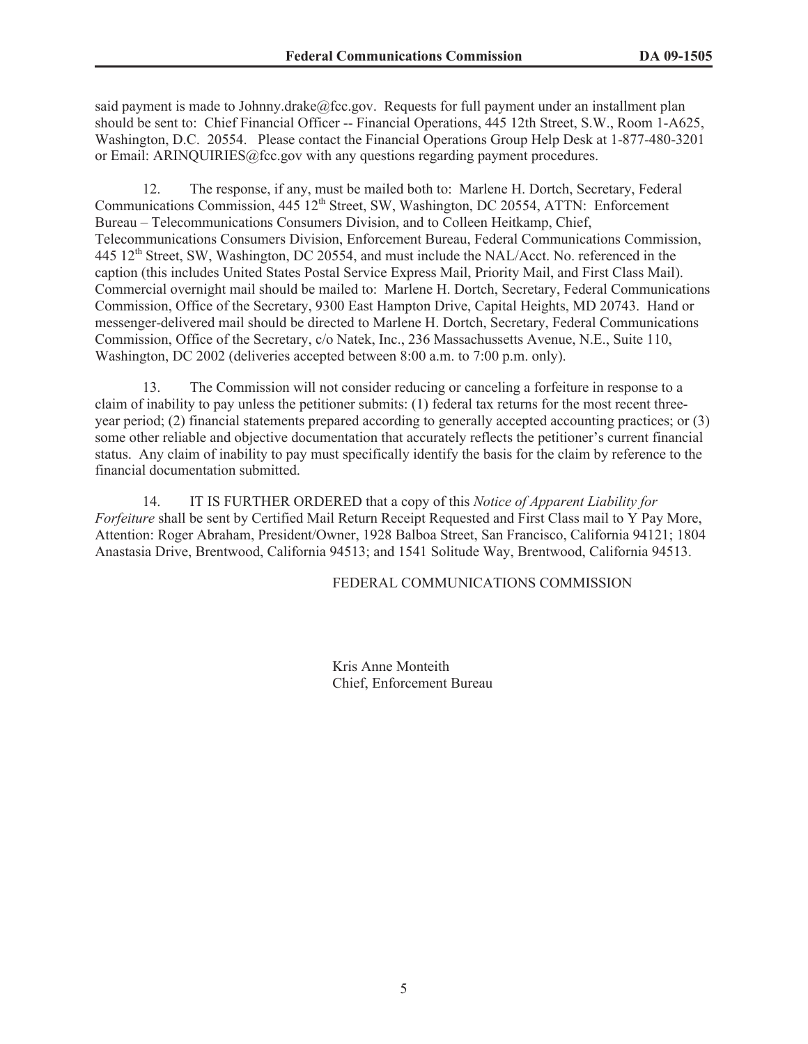said payment is made to Johnny.drake@fcc.gov. Requests for full payment under an installment plan should be sent to: Chief Financial Officer -- Financial Operations, 445 12th Street, S.W., Room 1-A625, Washington, D.C. 20554. Please contact the Financial Operations Group Help Desk at 1-877-480-3201 or Email: ARINQUIRIES@fcc.gov with any questions regarding payment procedures.

12. The response, if any, must be mailed both to: Marlene H. Dortch, Secretary, Federal Communications Commission, 445 12th Street, SW, Washington, DC 20554, ATTN: Enforcement Bureau – Telecommunications Consumers Division, and to Colleen Heitkamp, Chief, Telecommunications Consumers Division, Enforcement Bureau, Federal Communications Commission, 445 12th Street, SW, Washington, DC 20554, and must include the NAL/Acct. No. referenced in the caption (this includes United States Postal Service Express Mail, Priority Mail, and First Class Mail). Commercial overnight mail should be mailed to: Marlene H. Dortch, Secretary, Federal Communications Commission, Office of the Secretary, 9300 East Hampton Drive, Capital Heights, MD 20743. Hand or messenger-delivered mail should be directed to Marlene H. Dortch, Secretary, Federal Communications Commission, Office of the Secretary, c/o Natek, Inc., 236 Massachussetts Avenue, N.E., Suite 110, Washington, DC 2002 (deliveries accepted between 8:00 a.m. to 7:00 p.m. only).

13. The Commission will not consider reducing or canceling a forfeiture in response to a claim of inability to pay unless the petitioner submits: (1) federal tax returns for the most recent three-year period; (2) financial statements prepared according to generally accepted accounting practices; or (3) some other reliable and objective documentation that accurately reflects the petitioner's current financial status. Any claim of inability to pay must specifically identify the basis for the claim by reference to the financial documentation submitted.

14. IT IS FURTHER ORDERED that a copy of this *Notice of Apparent Liability for Forfeiture* shall be sent by Certified Mail Return Receipt Requested and First Class mail to Y Pay More, Attention: Roger Abraham, President/Owner, 1928 Balboa Street, San Francisco, California 94121; 1804 Anastasia Drive, Brentwood, California 94513; and 1541 Solitude Way, Brentwood, California 94513.

FEDERAL COMMUNICATIONS COMMISSION

Kris Anne Monteith
Chief, Enforcement Bureau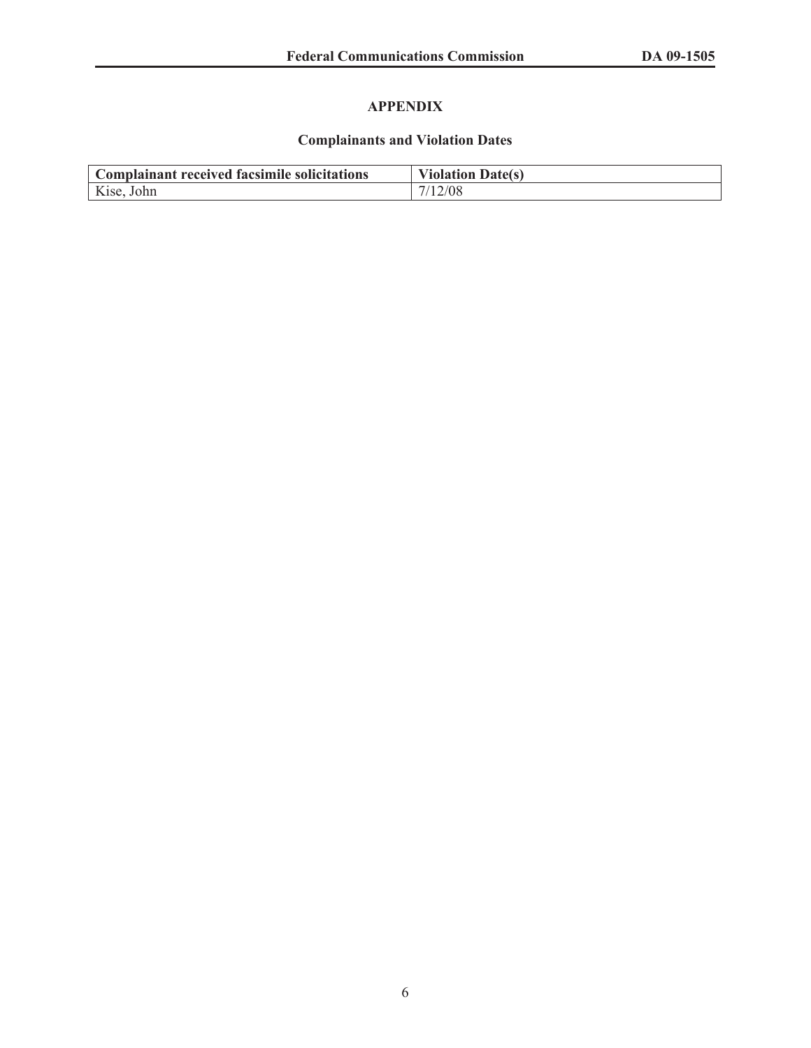## APPENDIX

### Complainants and Violation Dates

| Complainant received facsimile solicitations | Violation Date(s) |
|---|---|
| Kise, John | 7/12/08 |